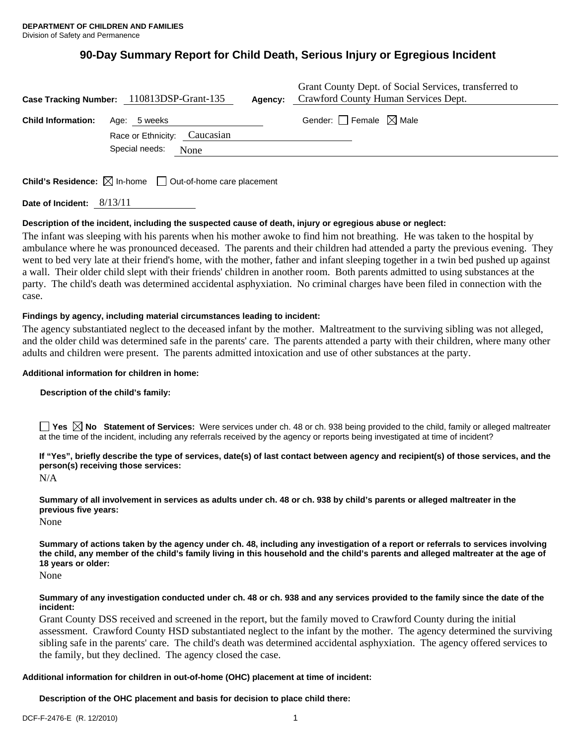**DEPARTMENT OF CHILDREN AND FAMILIES**
Division of Safety and Permanence

# 90-Day Summary Report for Child Death, Serious Injury or Egregious Incident

**Case Tracking Number:** 110813DSP-Grant-135 **Agency:** Grant County Dept. of Social Services, transferred to Crawford County Human Services Dept.

**Child Information:** Age: 5 weeks Gender: ☐ Female ☒ Male

Race or Ethnicity: Caucasian

Special needs: None

**Child's Residence:** ☒ In-home ☐ Out-of-home care placement

**Date of Incident:** 8/13/11

**Description of the incident, including the suspected cause of death, injury or egregious abuse or neglect:**

The infant was sleeping with his parents when his mother awoke to find him not breathing. He was taken to the hospital by ambulance where he was pronounced deceased. The parents and their children had attended a party the previous evening. They went to bed very late at their friend's home, with the mother, father and infant sleeping together in a twin bed pushed up against a wall. Their older child slept with their friends' children in another room. Both parents admitted to using substances at the party. The child's death was determined accidental asphyxiation. No criminal charges have been filed in connection with the case.

**Findings by agency, including material circumstances leading to incident:**

The agency substantiated neglect to the deceased infant by the mother. Maltreatment to the surviving sibling was not alleged, and the older child was determined safe in the parents' care. The parents attended a party with their children, where many other adults and children were present. The parents admitted intoxication and use of other substances at the party.

**Additional information for children in home:**

**Description of the child's family:**

☐ **Yes** ☒ **No** **Statement of Services:** Were services under ch. 48 or ch. 938 being provided to the child, family or alleged maltreater at the time of the incident, including any referrals received by the agency or reports being investigated at time of incident?

**If "Yes", briefly describe the type of services, date(s) of last contact between agency and recipient(s) of those services, and the person(s) receiving those services:**

N/A

**Summary of all involvement in services as adults under ch. 48 or ch. 938 by child's parents or alleged maltreater in the previous five years:**

None

**Summary of actions taken by the agency under ch. 48, including any investigation of a report or referrals to services involving the child, any member of the child's family living in this household and the child's parents and alleged maltreater at the age of 18 years or older:**

None

**Summary of any investigation conducted under ch. 48 or ch. 938 and any services provided to the family since the date of the incident:**

Grant County DSS received and screened in the report, but the family moved to Crawford County during the initial assessment. Crawford County HSD substantiated neglect to the infant by the mother. The agency determined the surviving sibling safe in the parents' care. The child's death was determined accidental asphyxiation. The agency offered services to the family, but they declined. The agency closed the case.

**Additional information for children in out-of-home (OHC) placement at time of incident:**

**Description of the OHC placement and basis for decision to place child there:**

DCF-F-2476-E (R. 12/2010)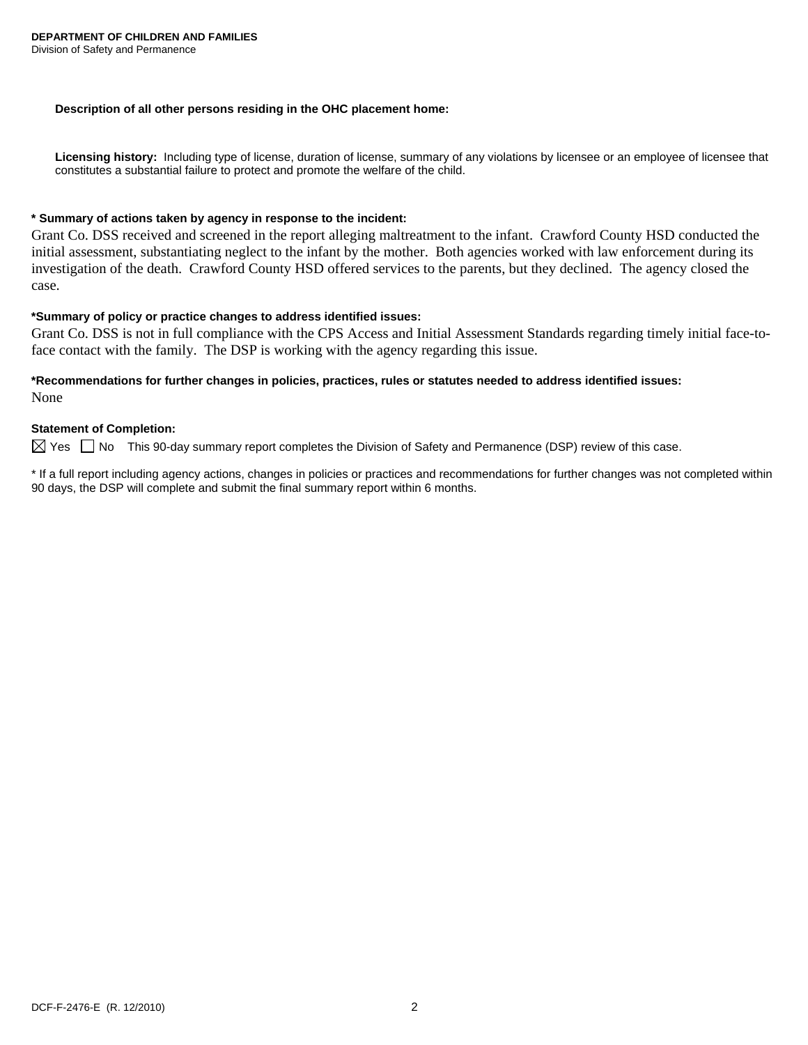**Description of all other persons residing in the OHC placement home:**

**Licensing history:** Including type of license, duration of license, summary of any violations by licensee or an employee of licensee that constitutes a substantial failure to protect and promote the welfare of the child.

**\* Summary of actions taken by agency in response to the incident:**

Grant Co. DSS received and screened in the report alleging maltreatment to the infant. Crawford County HSD conducted the initial assessment, substantiating neglect to the infant by the mother. Both agencies worked with law enforcement during its investigation of the death. Crawford County HSD offered services to the parents, but they declined. The agency closed the case.

**\*Summary of policy or practice changes to address identified issues:**

Grant Co. DSS is not in full compliance with the CPS Access and Initial Assessment Standards regarding timely initial face-to-face contact with the family. The DSP is working with the agency regarding this issue.

**\*Recommendations for further changes in policies, practices, rules or statutes needed to address identified issues:**

None

**Statement of Completion:**

☒ Yes ☐ No This 90-day summary report completes the Division of Safety and Permanence (DSP) review of this case.

\* If a full report including agency actions, changes in policies or practices and recommendations for further changes was not completed within 90 days, the DSP will complete and submit the final summary report within 6 months.